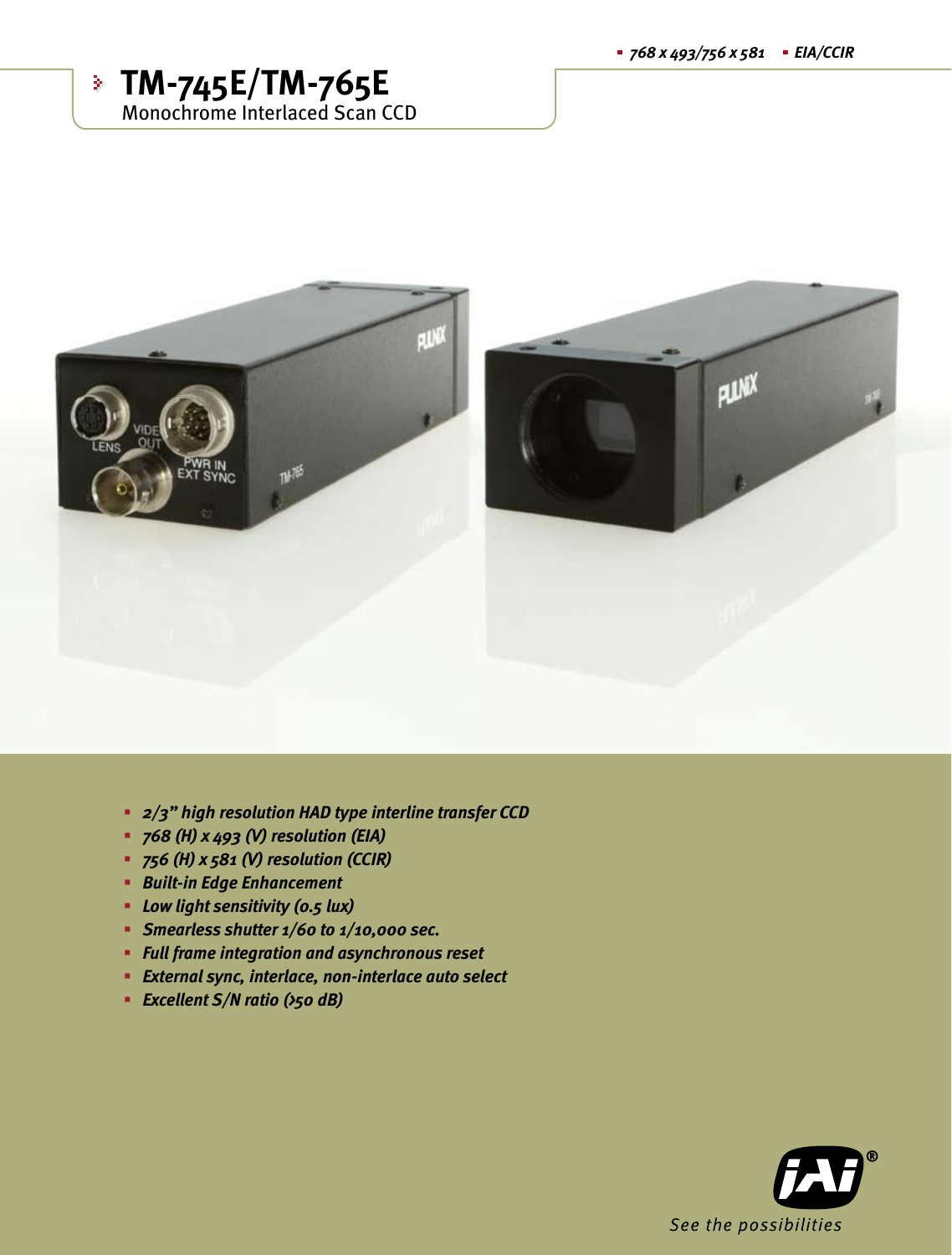- *768 x 493/756 x 581*
- *EIA/CCIR*

# TM-745E/TM-765E

Monochrome Interlaced Scan CCD

- ***2/3" high resolution HAD type interline transfer CCD***
- ***768 (H) x 493 (V) resolution (EIA)***
- ***756 (H) x 581 (V) resolution (CCIR)***
- ***Built-in Edge Enhancement***
- ***Low light sensitivity (0.5 lux)***
- ***Smearless shutter 1/60 to 1/10,000 sec.***
- ***Full frame integration and asynchronous reset***
- ***External sync, interlace, non-interlace auto select***
- ***Excellent S/N ratio (>50 dB)***

*See the possibilities*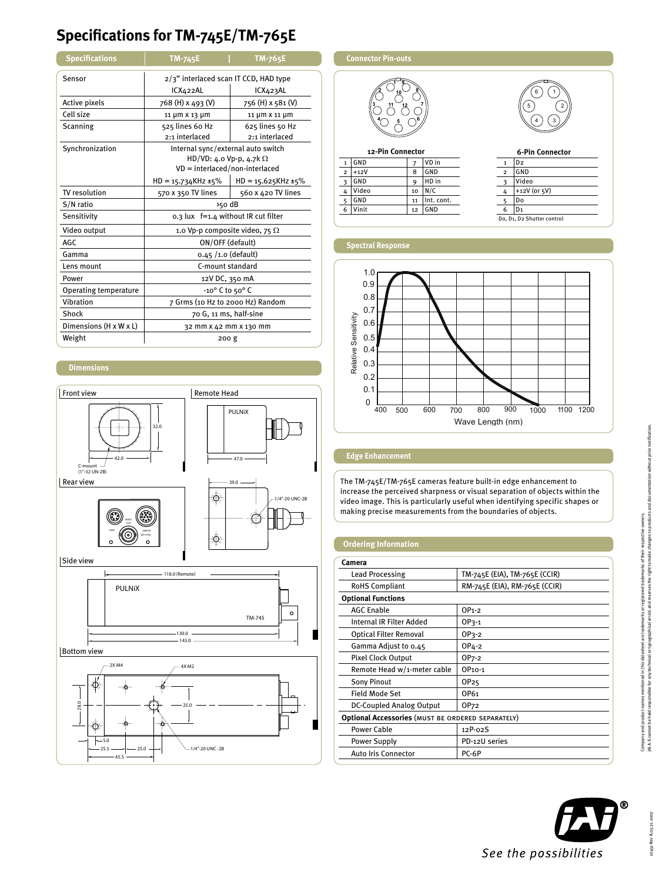# Specifications for TM-745E/TM-765E

| Specifications | TM-745E | TM-765E |
|---|---|---|
| Sensor | 2/3" interlaced scan IT CCD, HAD type | |
| | ICX422AL | ICX423AL |
| Active pixels | 768 (H) x 493 (V) | 756 (H) x 581 (V) |
| Cell size | 11 µm x 13 µm | 11 µm x 11 µm |
| Scanning | 525 lines 60 Hz 2:1 interlaced | 625 lines 50 Hz 2:1 interlaced |
| Synchronization | Internal sync/external auto switch HD/VD: 4.0 Vp-p, 4.7k Ω VD = interlaced/non-interlaced | |
| | HD = 15.734KHz ±5% | HD = 15.625KHz ±5% |
| TV resolution | 570 x 350 TV lines | 560 x 420 TV lines |
| S/N ratio | >50 dB | |
| Sensitivity | 0.3 lux f=1.4 without IR cut filter | |
| Video output | 1.0 Vp-p composite video, 75 Ω | |
| AGC | ON/OFF (default) | |
| Gamma | 0.45 /1.0 (default) | |
| Lens mount | C-mount standard | |
| Power | 12V DC, 350 mA | |
| Operating temperature | -10° C to 50° C | |
| Vibration | 7 Grms (10 Hz to 2000 Hz) Random | |
| Shock | 70 G, 11 ms, half-sine | |
| Dimensions (H x W x L) | 32 mm x 42 mm x 130 mm | |
| Weight | 200 g | |

## Dimensions

Front view

32.0

42.0

C-mount (1"-32 UN-2B)

Remote Head

PULNiX

47.0

39.0

1/4"-20 UNC-2B

Rear view

Side view

118.0 (Remote)

PULNiX

TM-745

130.0

143.0

Bottom view

2X M4

4X M2

28.0

25.0

5.0

25.5

25.0

45.5

1/4"-20 UNC -2B

## Connector Pin-outs

**12-Pin Connector**

| | | | |
|---|---|---|---|
| 1 | GND | 7 | VD in |
| 2 | +12V | 8 | GND |
| 3 | GND | 9 | HD in |
| 4 | Video | 10 | N/C |
| 5 | GND | 11 | Int. cont. |
| 6 | Vinit | 12 | GND |

**6-Pin Connector**

| | |
|---|---|
| 1 | D2 |
| 2 | GND |
| 3 | Video |
| 4 | +12V (or 5V) |
| 5 | D0 |
| 6 | D1 |

D0, D1, D2 Shutter control

## Spectral Response

Relative Sensitivity

1.0
0.9
0.8
0.7
0.6
0.5
0.4
0.3
0.2
0.1
0

400 500 600 700 800 900 1000 1100 1200

Wave Length (nm)

## Edge Enhancement

The TM-745E/TM-765E cameras feature built-in edge enhancement to increase the perceived sharpness or visual separation of objects within the video image. This is particularly useful when identifying specific shapes or making precise measurements from the boundaries of objects.

## Ordering Information

| | |
|---|---|
| **Camera** | |
| Lead Processing | TM-745E (EIA), TM-765E (CCIR) |
| RoHS Compliant | RM-745E (EIA), RM-765E (CCIR) |
| **Optional Functions** | |
| AGC Enable | OP1-2 |
| Internal IR Filter Added | OP3-1 |
| Optical Filter Removal | OP3-2 |
| Gamma Adjust to 0.45 | OP4-2 |
| Pixel Clock Output | OP7-2 |
| Remote Head w/1-meter cable | OP10-1 |
| Sony Pinout | OP25 |
| Field Mode Set | OP61 |
| DC-Coupled Analog Output | OP72 |
| **Optional Accessories** (MUST BE ORDERED SEPARATELY) | |
| Power Cable | 12P-02S |
| Power Supply | PD-12U series |
| Auto Iris Connector | PC-6P |

Company and product names mentioned in this datasheet are trademarks or registered trademarks of their respective owners. JAI A·S cannot be held responsible for any technical or typographical errors and reserves the right to make changes to products and documentation without prior notification.

10456 Rev A.03.21.2007

JAI

*See the possibilities*